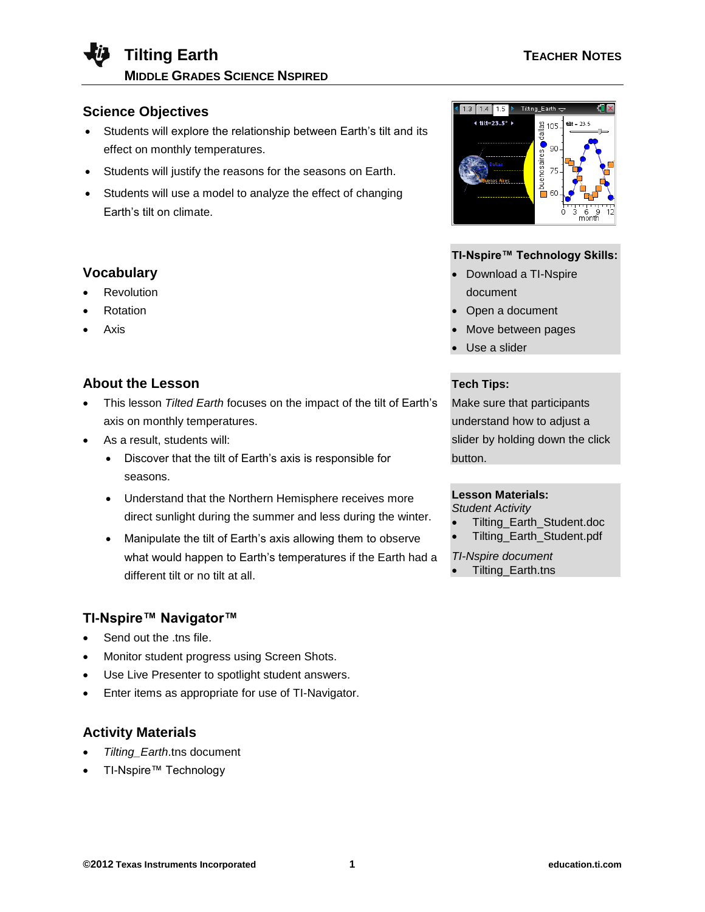# Tilting Earth

**MIDDLE GRADES SCIENCE NSPIRED**

**TEACHER NOTES**

## Science Objectives

- Students will explore the relationship between Earth's tilt and its effect on monthly temperatures.
- Students will justify the reasons for the seasons on Earth.
- Students will use a model to analyze the effect of changing Earth's tilt on climate.

## Vocabulary

- Revolution
- Rotation
- Axis

## About the Lesson

- This lesson *Tilted Earth* focuses on the impact of the tilt of Earth's axis on monthly temperatures.
- As a result, students will:
  - Discover that the tilt of Earth's axis is responsible for seasons.
  - Understand that the Northern Hemisphere receives more direct sunlight during the summer and less during the winter.
  - Manipulate the tilt of Earth's axis allowing them to observe what would happen to Earth's temperatures if the Earth had a different tilt or no tilt at all.

## TI-Nspire™ Navigator™

- Send out the .tns file.
- Monitor student progress using Screen Shots.
- Use Live Presenter to spotlight student answers.
- Enter items as appropriate for use of TI-Navigator.

## Activity Materials

- *Tilting_Earth*.tns document
- TI-Nspire™ Technology

**TI-Nspire™ Technology Skills:**

- Download a TI-Nspire document
- Open a document
- Move between pages
- Use a slider

**Tech Tips:**

Make sure that participants understand how to adjust a slider by holding down the click button.

**Lesson Materials:**

*Student Activity*

- Tilting_Earth_Student.doc
- Tilting_Earth_Student.pdf

*TI-Nspire document*

- Tilting_Earth.tns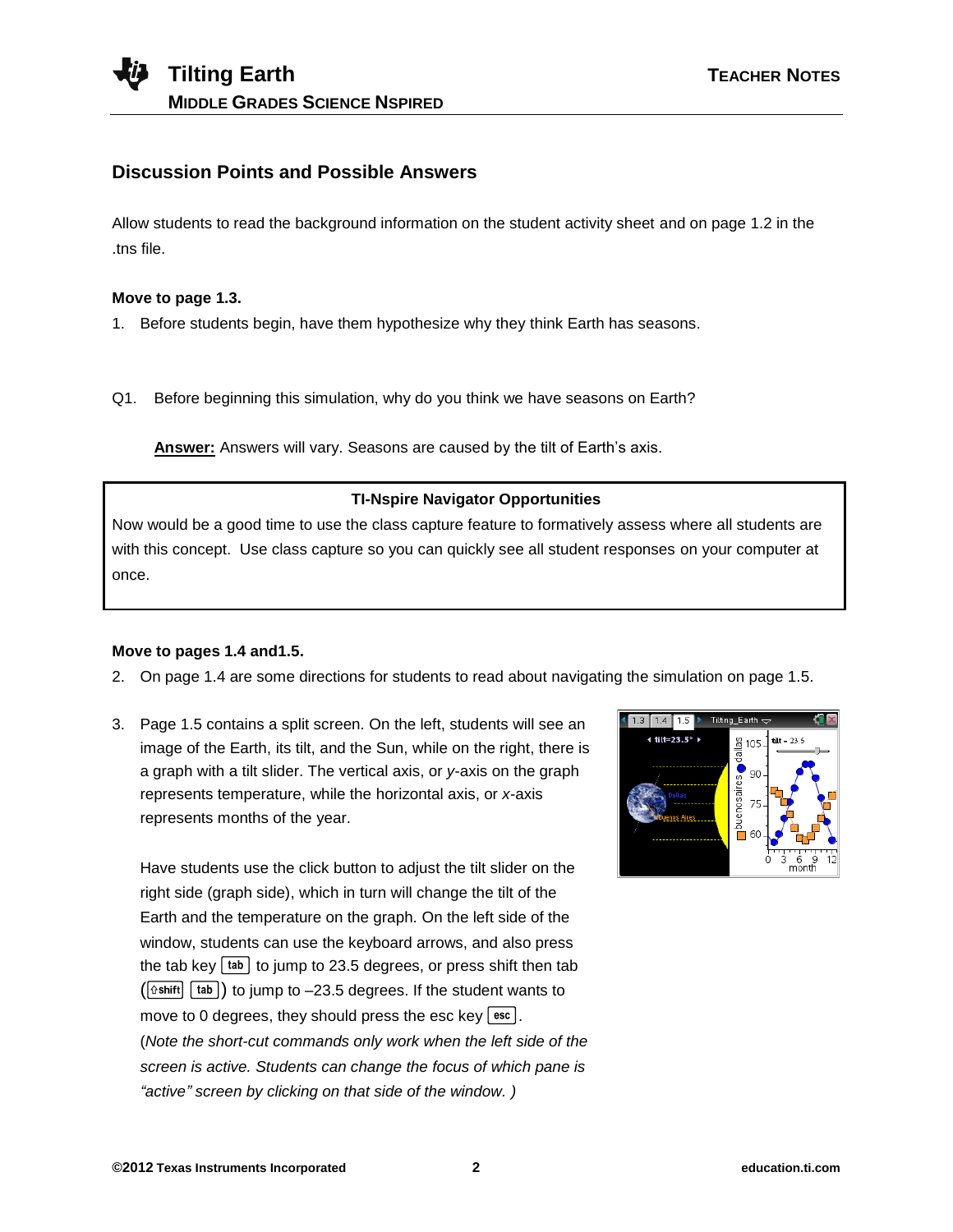## Discussion Points and Possible Answers

Allow students to read the background information on the student activity sheet and on page 1.2 in the .tns file.

**Move to page 1.3.**

1. Before students begin, have them hypothesize why they think Earth has seasons.

Q1. Before beginning this simulation, why do you think we have seasons on Earth?

**Answer:** Answers will vary. Seasons are caused by the tilt of Earth's axis.

> **TI-Nspire Navigator Opportunities**
>
> Now would be a good time to use the class capture feature to formatively assess where all students are with this concept. Use class capture so you can quickly see all student responses on your computer at once.

**Move to pages 1.4 and1.5.**

2. On page 1.4 are some directions for students to read about navigating the simulation on page 1.5.

3. Page 1.5 contains a split screen. On the left, students will see an image of the Earth, its tilt, and the Sun, while on the right, there is a graph with a tilt slider. The vertical axis, or *y*-axis on the graph represents temperature, while the horizontal axis, or *x*-axis represents months of the year.

   Have students use the click button to adjust the tilt slider on the right side (graph side), which in turn will change the tilt of the Earth and the temperature on the graph. On the left side of the window, students can use the keyboard arrows, and also press the tab key [tab] to jump to 23.5 degrees, or press shift then tab ([⇧shift] [tab]) to jump to –23.5 degrees. If the student wants to move to 0 degrees, they should press the esc key [esc]. (*Note the short-cut commands only work when the left side of the screen is active. Students can change the focus of which pane is "active" screen by clicking on that side of the window.* )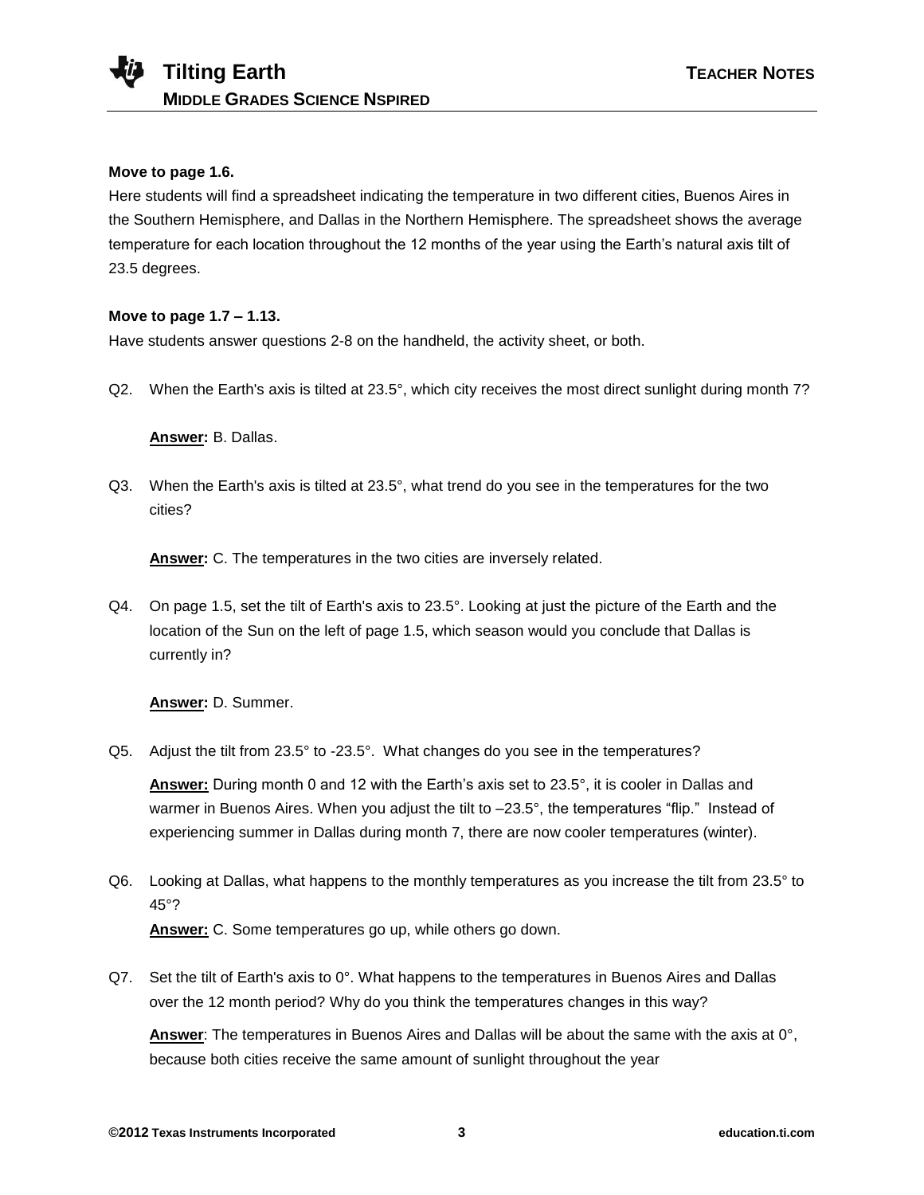**Move to page 1.6.**

Here students will find a spreadsheet indicating the temperature in two different cities, Buenos Aires in the Southern Hemisphere, and Dallas in the Northern Hemisphere. The spreadsheet shows the average temperature for each location throughout the 12 months of the year using the Earth's natural axis tilt of 23.5 degrees.

**Move to page 1.7 – 1.13.**

Have students answer questions 2-8 on the handheld, the activity sheet, or both.

Q2. When the Earth's axis is tilted at 23.5°, which city receives the most direct sunlight during month 7?

**Answer:** B. Dallas.

Q3. When the Earth's axis is tilted at 23.5°, what trend do you see in the temperatures for the two cities?

**Answer:** C. The temperatures in the two cities are inversely related.

Q4. On page 1.5, set the tilt of Earth's axis to 23.5°. Looking at just the picture of the Earth and the location of the Sun on the left of page 1.5, which season would you conclude that Dallas is currently in?

**Answer:** D. Summer.

Q5. Adjust the tilt from 23.5° to -23.5°. What changes do you see in the temperatures?

**Answer:** During month 0 and 12 with the Earth's axis set to 23.5°, it is cooler in Dallas and warmer in Buenos Aires. When you adjust the tilt to –23.5°, the temperatures "flip." Instead of experiencing summer in Dallas during month 7, there are now cooler temperatures (winter).

Q6. Looking at Dallas, what happens to the monthly temperatures as you increase the tilt from 23.5° to 45°?

**Answer:** C. Some temperatures go up, while others go down.

Q7. Set the tilt of Earth's axis to 0°. What happens to the temperatures in Buenos Aires and Dallas over the 12 month period? Why do you think the temperatures changes in this way?

**Answer**: The temperatures in Buenos Aires and Dallas will be about the same with the axis at 0°, because both cities receive the same amount of sunlight throughout the year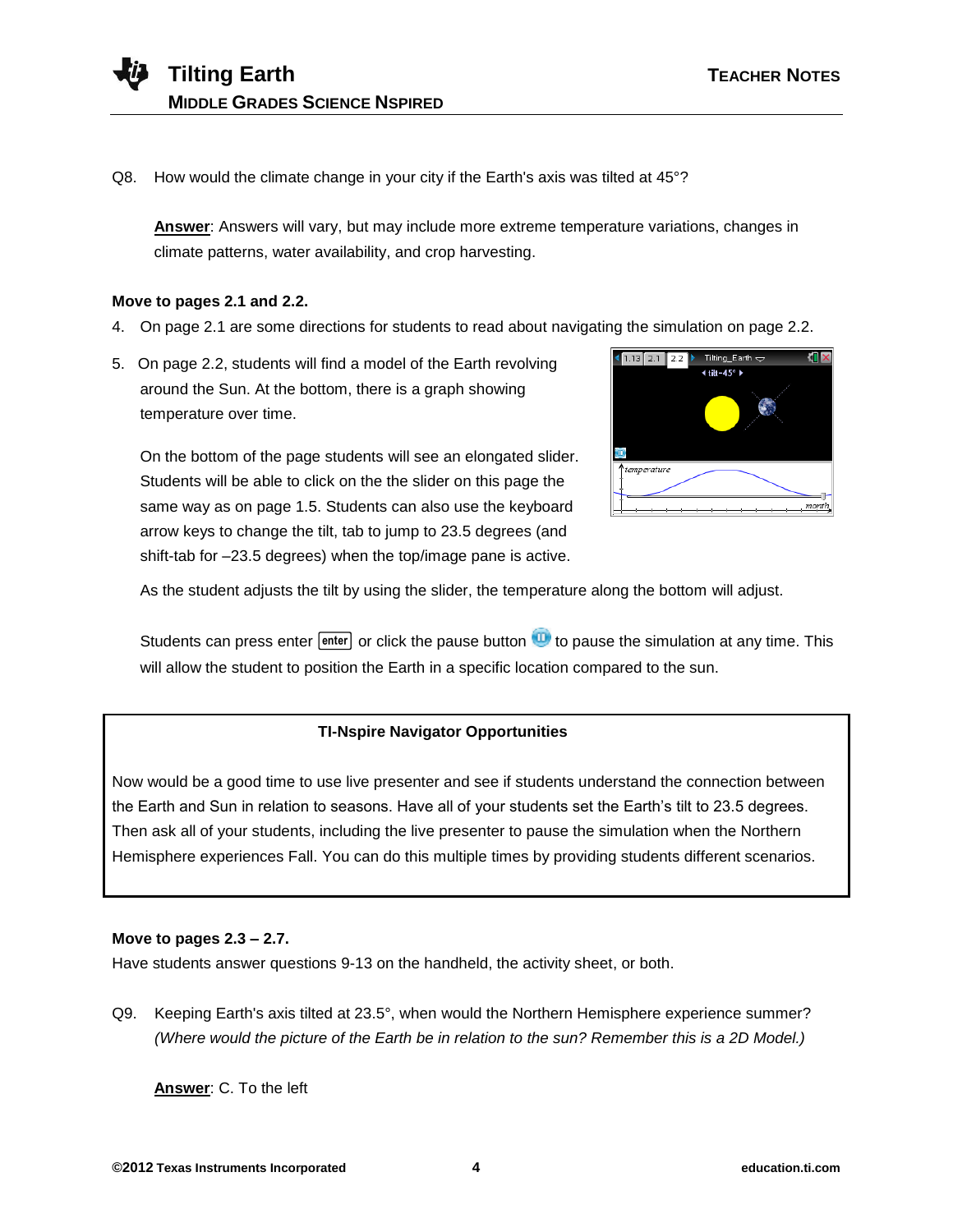Q8. How would the climate change in your city if the Earth's axis was tilted at 45°?

**Answer**: Answers will vary, but may include more extreme temperature variations, changes in climate patterns, water availability, and crop harvesting.

**Move to pages 2.1 and 2.2.**

4. On page 2.1 are some directions for students to read about navigating the simulation on page 2.2.

5. On page 2.2, students will find a model of the Earth revolving around the Sun. At the bottom, there is a graph showing temperature over time.

   On the bottom of the page students will see an elongated slider. Students will be able to click on the the slider on this page the same way as on page 1.5. Students can also use the keyboard arrow keys to change the tilt, tab to jump to 23.5 degrees (and shift-tab for –23.5 degrees) when the top/image pane is active.

   As the student adjusts the tilt by using the slider, the temperature along the bottom will adjust.

   Students can press enter [enter] or click the pause button to pause the simulation at any time. This will allow the student to position the Earth in a specific location compared to the sun.

**TI-Nspire Navigator Opportunities**

Now would be a good time to use live presenter and see if students understand the connection between the Earth and Sun in relation to seasons. Have all of your students set the Earth's tilt to 23.5 degrees. Then ask all of your students, including the live presenter to pause the simulation when the Northern Hemisphere experiences Fall. You can do this multiple times by providing students different scenarios.

**Move to pages 2.3 – 2.7.**

Have students answer questions 9-13 on the handheld, the activity sheet, or both.

Q9. Keeping Earth's axis tilted at 23.5°, when would the Northern Hemisphere experience summer? *(Where would the picture of the Earth be in relation to the sun? Remember this is a 2D Model.)*

**Answer**: C. To the left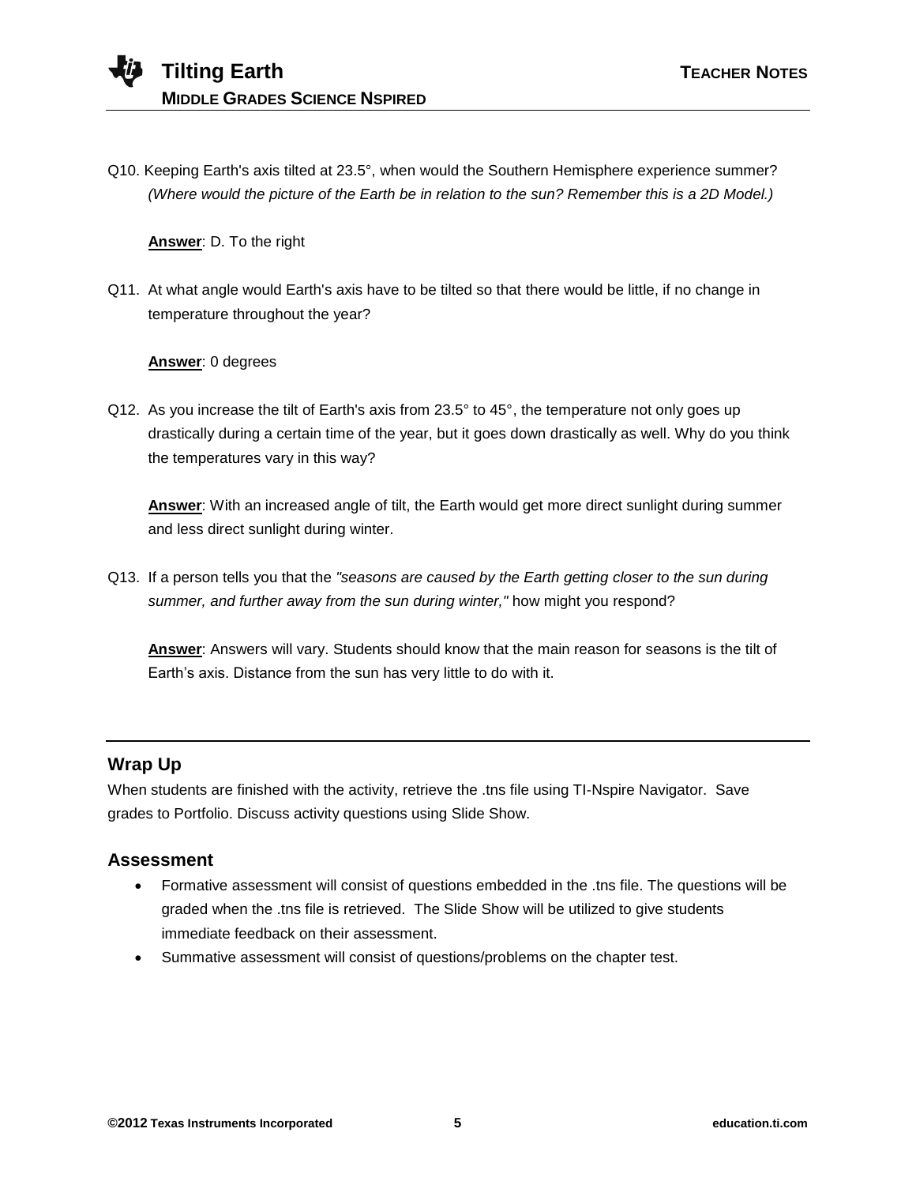Q10. Keeping Earth's axis tilted at 23.5°, when would the Southern Hemisphere experience summer? *(Where would the picture of the Earth be in relation to the sun? Remember this is a 2D Model.)*

**Answer**: D. To the right

Q11. At what angle would Earth's axis have to be tilted so that there would be little, if no change in temperature throughout the year?

**Answer**: 0 degrees

Q12. As you increase the tilt of Earth's axis from 23.5° to 45°, the temperature not only goes up drastically during a certain time of the year, but it goes down drastically as well. Why do you think the temperatures vary in this way?

**Answer**: With an increased angle of tilt, the Earth would get more direct sunlight during summer and less direct sunlight during winter.

Q13. If a person tells you that the *"seasons are caused by the Earth getting closer to the sun during summer, and further away from the sun during winter,"* how might you respond?

**Answer**: Answers will vary. Students should know that the main reason for seasons is the tilt of Earth's axis. Distance from the sun has very little to do with it.

## Wrap Up

When students are finished with the activity, retrieve the .tns file using TI-Nspire Navigator. Save grades to Portfolio. Discuss activity questions using Slide Show.

## Assessment

- Formative assessment will consist of questions embedded in the .tns file. The questions will be graded when the .tns file is retrieved. The Slide Show will be utilized to give students immediate feedback on their assessment.
- Summative assessment will consist of questions/problems on the chapter test.